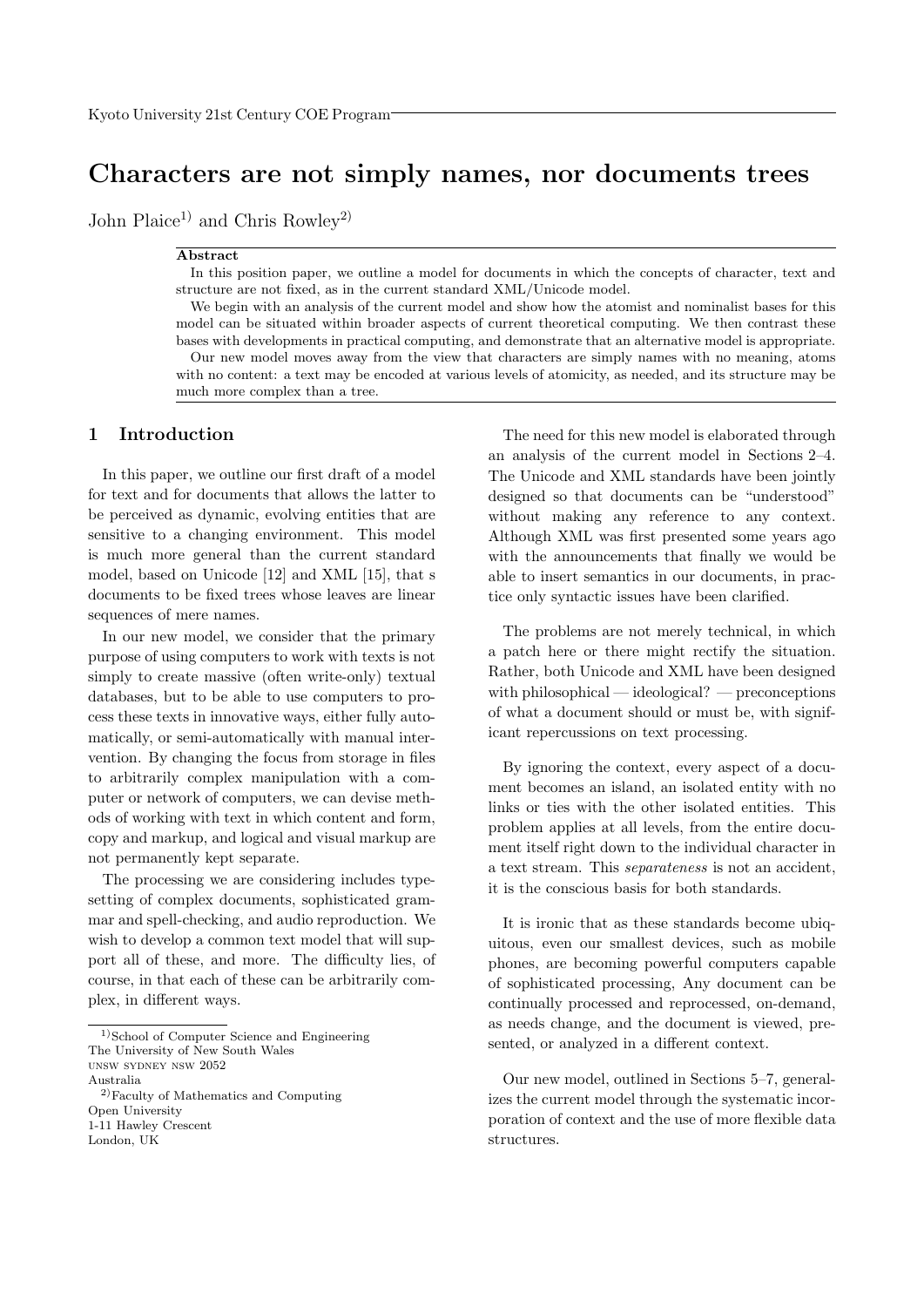# Characters are not simply names, nor documents trees

John Plaice[1] and Chris Rowley[2]

**Abstract**

In this position paper, we outline a model for documents in which the concepts of character, text and structure are not fixed, as in the current standard XML/Unicode model.

We begin with an analysis of the current model and show how the atomist and nominalist bases for this model can be situated within broader aspects of current theoretical computing. We then contrast these bases with developments in practical computing, and demonstrate that an alternative model is appropriate.

Our new model moves away from the view that characters are simply names with no meaning, atoms with no content: a text may be encoded at various levels of atomicity, as needed, and its structure may be much more complex than a tree.

## 1 Introduction

In this paper, we outline our first draft of a model for text and for documents that allows the latter to be perceived as dynamic, evolving entities that are sensitive to a changing environment. This model is much more general than the current standard model, based on Unicode [12] and XML [15], that s documents to be fixed trees whose leaves are linear sequences of mere names.

In our new model, we consider that the primary purpose of using computers to work with texts is not simply to create massive (often write-only) textual databases, but to be able to use computers to process these texts in innovative ways, either fully automatically, or semi-automatically with manual intervention. By changing the focus from storage in files to arbitrarily complex manipulation with a computer or network of computers, we can devise methods of working with text in which content and form, copy and markup, and logical and visual markup are not permanently kept separate.

The processing we are considering includes typesetting of complex documents, sophisticated grammar and spell-checking, and audio reproduction. We wish to develop a common text model that will support all of these, and more. The difficulty lies, of course, in that each of these can be arbitrarily complex, in different ways.

The need for this new model is elaborated through an analysis of the current model in Sections 2–4. The Unicode and XML standards have been jointly designed so that documents can be "understood" without making any reference to any context. Although XML was first presented some years ago with the announcements that finally we would be able to insert semantics in our documents, in practice only syntactic issues have been clarified.

The problems are not merely technical, in which a patch here or there might rectify the situation. Rather, both Unicode and XML have been designed with philosophical — ideological? — preconceptions of what a document should or must be, with significant repercussions on text processing.

By ignoring the context, every aspect of a document becomes an island, an isolated entity with no links or ties with the other isolated entities. This problem applies at all levels, from the entire document itself right down to the individual character in a text stream. This *separateness* is not an accident, it is the conscious basis for both standards.

It is ironic that as these standards become ubiquitous, even our smallest devices, such as mobile phones, are becoming powerful computers capable of sophisticated processing, Any document can be continually processed and reprocessed, on-demand, as needs change, and the document is viewed, presented, or analyzed in a different context.

Our new model, outlined in Sections 5–7, generalizes the current model through the systematic incorporation of context and the use of more flexible data structures.

---

[1] School of Computer Science and Engineering
The University of New South Wales
UNSW SYDNEY NSW 2052
Australia

[2] Faculty of Mathematics and Computing
Open University
1-11 Hawley Crescent
London, UK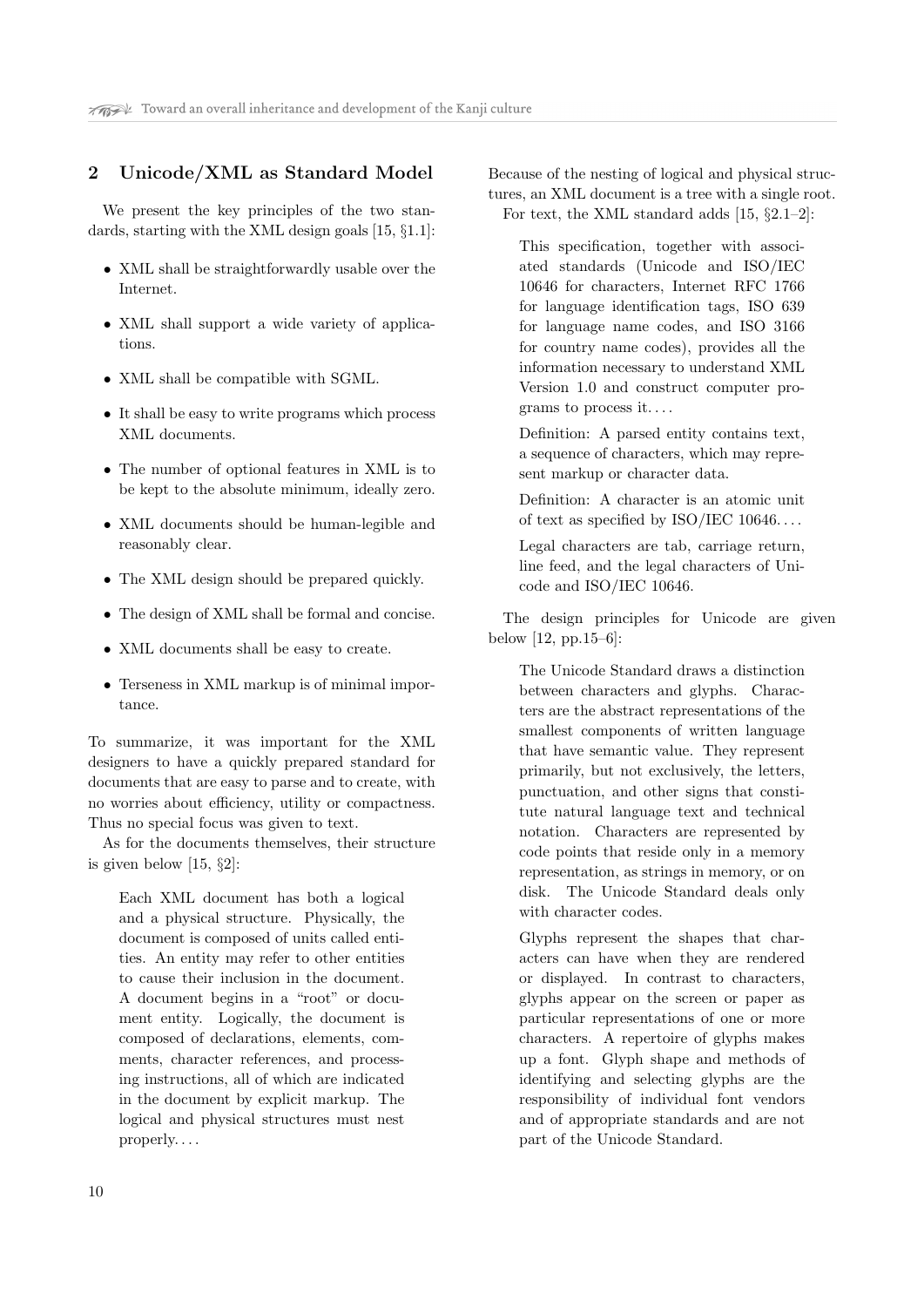## 2 Unicode/XML as Standard Model

We present the key principles of the two standards, starting with the XML design goals [15, §1.1]:

- XML shall be straightforwardly usable over the Internet.
- XML shall support a wide variety of applications.
- XML shall be compatible with SGML.
- It shall be easy to write programs which process XML documents.
- The number of optional features in XML is to be kept to the absolute minimum, ideally zero.
- XML documents should be human-legible and reasonably clear.
- The XML design should be prepared quickly.
- The design of XML shall be formal and concise.
- XML documents shall be easy to create.
- Terseness in XML markup is of minimal importance.

To summarize, it was important for the XML designers to have a quickly prepared standard for documents that are easy to parse and to create, with no worries about efficiency, utility or compactness. Thus no special focus was given to text.

As for the documents themselves, their structure is given below [15, §2]:

> Each XML document has both a logical and a physical structure. Physically, the document is composed of units called entities. An entity may refer to other entities to cause their inclusion in the document. A document begins in a "root" or document entity. Logically, the document is composed of declarations, elements, comments, character references, and processing instructions, all of which are indicated in the document by explicit markup. The logical and physical structures must nest properly. . . .

Because of the nesting of logical and physical structures, an XML document is a tree with a single root.

For text, the XML standard adds [15, §2.1–2]:

> This specification, together with associated standards (Unicode and ISO/IEC 10646 for characters, Internet RFC 1766 for language identification tags, ISO 639 for language name codes, and ISO 3166 for country name codes), provides all the information necessary to understand XML Version 1.0 and construct computer programs to process it. . . .
>
> Definition: A parsed entity contains text, a sequence of characters, which may represent markup or character data.
>
> Definition: A character is an atomic unit of text as specified by ISO/IEC 10646. . . .
>
> Legal characters are tab, carriage return, line feed, and the legal characters of Unicode and ISO/IEC 10646.

The design principles for Unicode are given below [12, pp.15–6]:

> The Unicode Standard draws a distinction between characters and glyphs. Characters are the abstract representations of the smallest components of written language that have semantic value. They represent primarily, but not exclusively, the letters, punctuation, and other signs that constitute natural language text and technical notation. Characters are represented by code points that reside only in a memory representation, as strings in memory, or on disk. The Unicode Standard deals only with character codes.
>
> Glyphs represent the shapes that characters can have when they are rendered or displayed. In contrast to characters, glyphs appear on the screen or paper as particular representations of one or more characters. A repertoire of glyphs makes up a font. Glyph shape and methods of identifying and selecting glyphs are the responsibility of individual font vendors and of appropriate standards and are not part of the Unicode Standard.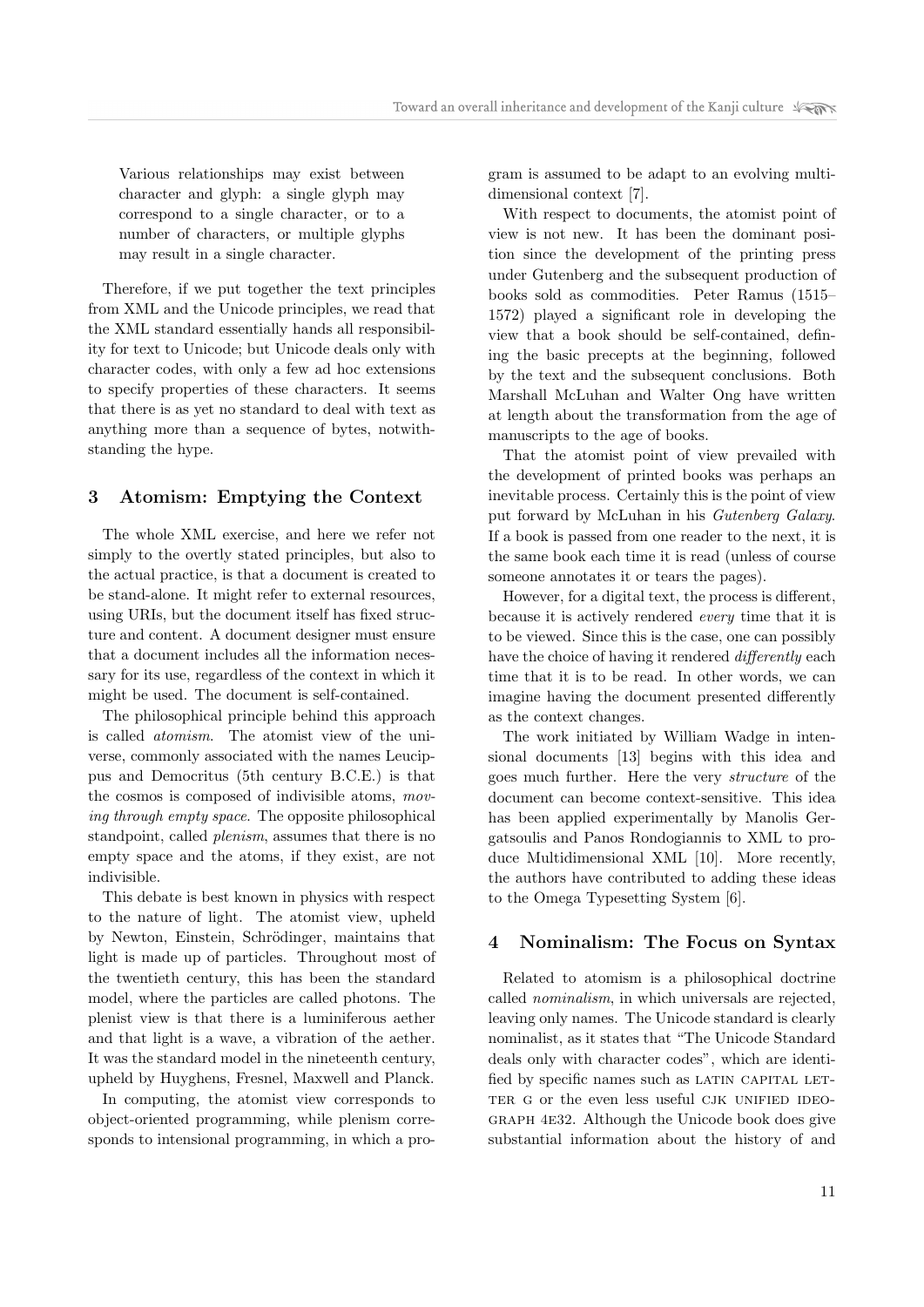> Various relationships may exist between character and glyph: a single glyph may correspond to a single character, or to a number of characters, or multiple glyphs may result in a single character.

Therefore, if we put together the text principles from XML and the Unicode principles, we read that the XML standard essentially hands all responsibility for text to Unicode; but Unicode deals only with character codes, with only a few ad hoc extensions to specify properties of these characters. It seems that there is as yet no standard to deal with text as anything more than a sequence of bytes, notwithstanding the hype.

## 3 Atomism: Emptying the Context

The whole XML exercise, and here we refer not simply to the overtly stated principles, but also to the actual practice, is that a document is created to be stand-alone. It might refer to external resources, using URIs, but the document itself has fixed structure and content. A document designer must ensure that a document includes all the information necessary for its use, regardless of the context in which it might be used. The document is self-contained.

The philosophical principle behind this approach is called *atomism*. The atomist view of the universe, commonly associated with the names Leucippus and Democritus (5th century B.C.E.) is that the cosmos is composed of indivisible atoms, *moving through empty space*. The opposite philosophical standpoint, called *plenism*, assumes that there is no empty space and the atoms, if they exist, are not indivisible.

This debate is best known in physics with respect to the nature of light. The atomist view, upheld by Newton, Einstein, Schrödinger, maintains that light is made up of particles. Throughout most of the twentieth century, this has been the standard model, where the particles are called photons. The plenist view is that there is a luminiferous aether and that light is a wave, a vibration of the aether. It was the standard model in the nineteenth century, upheld by Huyghens, Fresnel, Maxwell and Planck.

In computing, the atomist view corresponds to object-oriented programming, while plenism corresponds to intensional programming, in which a program is assumed to be adapt to an evolving multidimensional context [7].

With respect to documents, the atomist point of view is not new. It has been the dominant position since the development of the printing press under Gutenberg and the subsequent production of books sold as commodities. Peter Ramus (1515–1572) played a significant role in developing the view that a book should be self-contained, defining the basic precepts at the beginning, followed by the text and the subsequent conclusions. Both Marshall McLuhan and Walter Ong have written at length about the transformation from the age of manuscripts to the age of books.

That the atomist point of view prevailed with the development of printed books was perhaps an inevitable process. Certainly this is the point of view put forward by McLuhan in his *Gutenberg Galaxy*. If a book is passed from one reader to the next, it is the same book each time it is read (unless of course someone annotates it or tears the pages).

However, for a digital text, the process is different, because it is actively rendered *every* time that it is to be viewed. Since this is the case, one can possibly have the choice of having it rendered *differently* each time that it is to be read. In other words, we can imagine having the document presented differently as the context changes.

The work initiated by William Wadge in intensional documents [13] begins with this idea and goes much further. Here the very *structure* of the document can become context-sensitive. This idea has been applied experimentally by Manolis Gergatsoulis and Panos Rondogiannis to XML to produce Multidimensional XML [10]. More recently, the authors have contributed to adding these ideas to the Omega Typesetting System [6].

## 4 Nominalism: The Focus on Syntax

Related to atomism is a philosophical doctrine called *nominalism*, in which universals are rejected, leaving only names. The Unicode standard is clearly nominalist, as it states that "The Unicode Standard deals only with character codes", which are identified by specific names such as LATIN CAPITAL LETTER G or the even less useful CJK UNIFIED IDEOGRAPH 4E32. Although the Unicode book does give substantial information about the history of and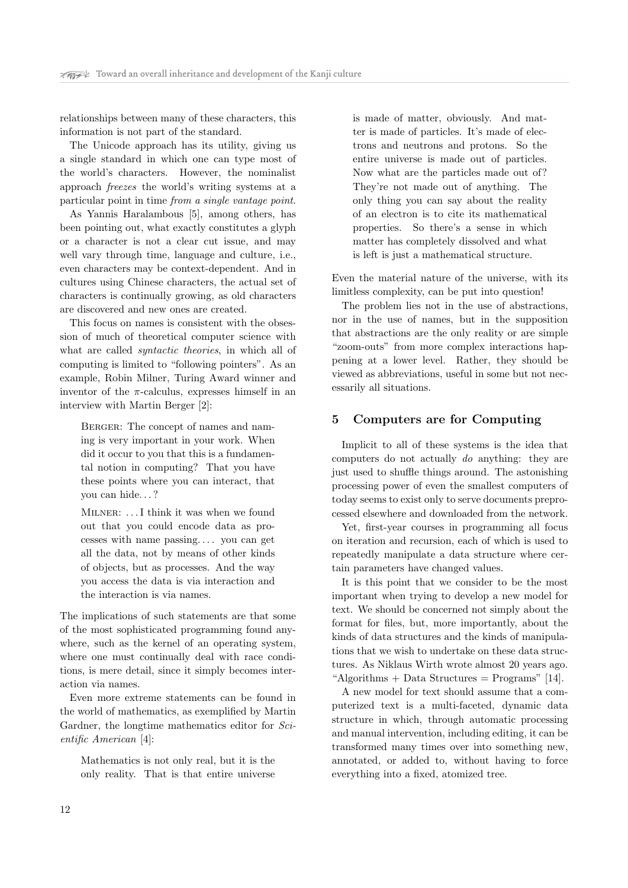relationships between many of these characters, this information is not part of the standard.

The Unicode approach has its utility, giving us a single standard in which one can type most of the world's characters. However, the nominalist approach *freezes* the world's writing systems at a particular point in time *from a single vantage point*.

As Yannis Haralambous [5], among others, has been pointing out, what exactly constitutes a glyph or a character is not a clear cut issue, and may well vary through time, language and culture, i.e., even characters may be context-dependent. And in cultures using Chinese characters, the actual set of characters is continually growing, as old characters are discovered and new ones are created.

This focus on names is consistent with the obsession of much of theoretical computer science with what are called *syntactic theories*, in which all of computing is limited to "following pointers". As an example, Robin Milner, Turing Award winner and inventor of the $\pi$-calculus, expresses himself in an interview with Martin Berger [2]:

> Berger: The concept of names and naming is very important in your work. When did it occur to you that this is a fundamental notion in computing? That you have these points where you can interact, that you can hide. . . ?
>
> Milner: . . . I think it was when we found out that you could encode data as processes with name passing. . . . you can get all the data, not by means of other kinds of objects, but as processes. And the way you access the data is via interaction and the interaction is via names.

The implications of such statements are that some of the most sophisticated programming found anywhere, such as the kernel of an operating system, where one must continually deal with race conditions, is mere detail, since it simply becomes interaction via names.

Even more extreme statements can be found in the world of mathematics, as exemplified by Martin Gardner, the longtime mathematics editor for *Scientific American* [4]:

> Mathematics is not only real, but it is the only reality. That is that entire universe is made of matter, obviously. And matter is made of particles. It's made of electrons and neutrons and protons. So the entire universe is made out of particles. Now what are the particles made out of? They're not made out of anything. The only thing you can say about the reality of an electron is to cite its mathematical properties. So there's a sense in which matter has completely dissolved and what is left is just a mathematical structure.

Even the material nature of the universe, with its limitless complexity, can be put into question!

The problem lies not in the use of abstractions, nor in the use of names, but in the supposition that abstractions are the only reality or are simple "zoom-outs" from more complex interactions happening at a lower level. Rather, they should be viewed as abbreviations, useful in some but not necessarily all situations.

## 5 Computers are for Computing

Implicit to all of these systems is the idea that computers do not actually *do* anything: they are just used to shuffle things around. The astonishing processing power of even the smallest computers of today seems to exist only to serve documents preprocessed elsewhere and downloaded from the network.

Yet, first-year courses in programming all focus on iteration and recursion, each of which is used to repeatedly manipulate a data structure where certain parameters have changed values.

It is this point that we consider to be the most important when trying to develop a new model for text. We should be concerned not simply about the format for files, but, more importantly, about the kinds of data structures and the kinds of manipulations that we wish to undertake on these data structures. As Niklaus Wirth wrote almost 20 years ago. "Algorithms + Data Structures = Programs" [14].

A new model for text should assume that a computerized text is a multi-faceted, dynamic data structure in which, through automatic processing and manual intervention, including editing, it can be transformed many times over into something new, annotated, or added to, without having to force everything into a fixed, atomized tree.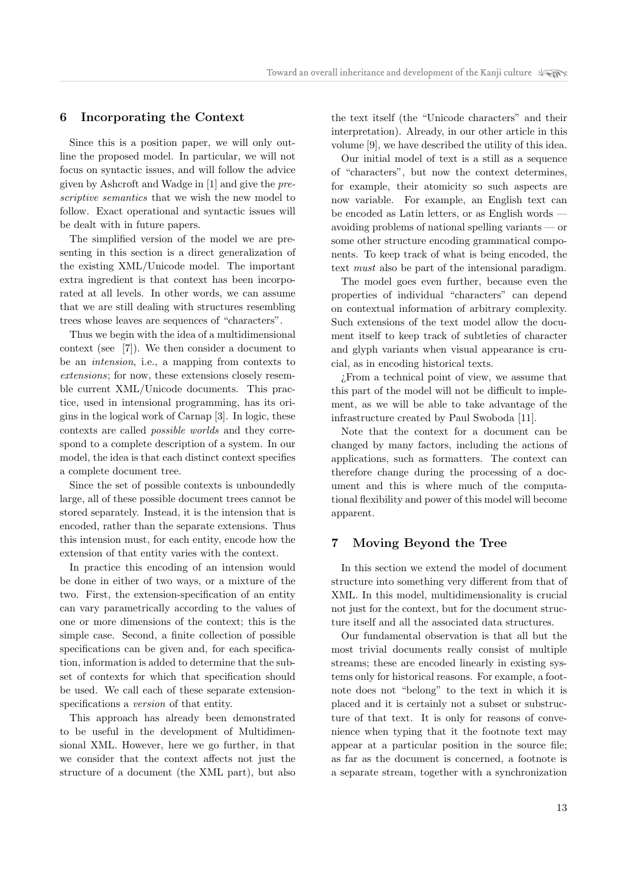## 6 Incorporating the Context

Since this is a position paper, we will only outline the proposed model. In particular, we will not focus on syntactic issues, and will follow the advice given by Ashcroft and Wadge in [1] and give the *prescriptive semantics* that we wish the new model to follow. Exact operational and syntactic issues will be dealt with in future papers.

The simplified version of the model we are presenting in this section is a direct generalization of the existing XML/Unicode model. The important extra ingredient is that context has been incorporated at all levels. In other words, we can assume that we are still dealing with structures resembling trees whose leaves are sequences of "characters".

Thus we begin with the idea of a multidimensional context (see [7]). We then consider a document to be an *intension*, i.e., a mapping from contexts to *extensions*; for now, these extensions closely resemble current XML/Unicode documents. This practice, used in intensional programming, has its origins in the logical work of Carnap [3]. In logic, these contexts are called *possible worlds* and they correspond to a complete description of a system. In our model, the idea is that each distinct context specifies a complete document tree.

Since the set of possible contexts is unboundedly large, all of these possible document trees cannot be stored separately. Instead, it is the intension that is encoded, rather than the separate extensions. Thus this intension must, for each entity, encode how the extension of that entity varies with the context.

In practice this encoding of an intension would be done in either of two ways, or a mixture of the two. First, the extension-specification of an entity can vary parametrically according to the values of one or more dimensions of the context; this is the simple case. Second, a finite collection of possible specifications can be given and, for each specification, information is added to determine that the subset of contexts for which that specification should be used. We call each of these separate extension-specifications a *version* of that entity.

This approach has already been demonstrated to be useful in the development of Multidimensional XML. However, here we go further, in that we consider that the context affects not just the structure of a document (the XML part), but also the text itself (the "Unicode characters" and their interpretation). Already, in our other article in this volume [9], we have described the utility of this idea.

Our initial model of text is a still as a sequence of "characters", but now the context determines, for example, their atomicity so such aspects are now variable. For example, an English text can be encoded as Latin letters, or as English words — avoiding problems of national spelling variants — or some other structure encoding grammatical components. To keep track of what is being encoded, the text *must* also be part of the intensional paradigm.

The model goes even further, because even the properties of individual "characters" can depend on contextual information of arbitrary complexity. Such extensions of the text model allow the document itself to keep track of subtleties of character and glyph variants when visual appearance is crucial, as in encoding historical texts.

¿From a technical point of view, we assume that this part of the model will not be difficult to implement, as we will be able to take advantage of the infrastructure created by Paul Swoboda [11].

Note that the context for a document can be changed by many factors, including the actions of applications, such as formatters. The context can therefore change during the processing of a document and this is where much of the computational flexibility and power of this model will become apparent.

## 7 Moving Beyond the Tree

In this section we extend the model of document structure into something very different from that of XML. In this model, multidimensionality is crucial not just for the context, but for the document structure itself and all the associated data structures.

Our fundamental observation is that all but the most trivial documents really consist of multiple streams; these are encoded linearly in existing systems only for historical reasons. For example, a footnote does not "belong" to the text in which it is placed and it is certainly not a subset or substructure of that text. It is only for reasons of convenience when typing that it the footnote text may appear at a particular position in the source file; as far as the document is concerned, a footnote is a separate stream, together with a synchronization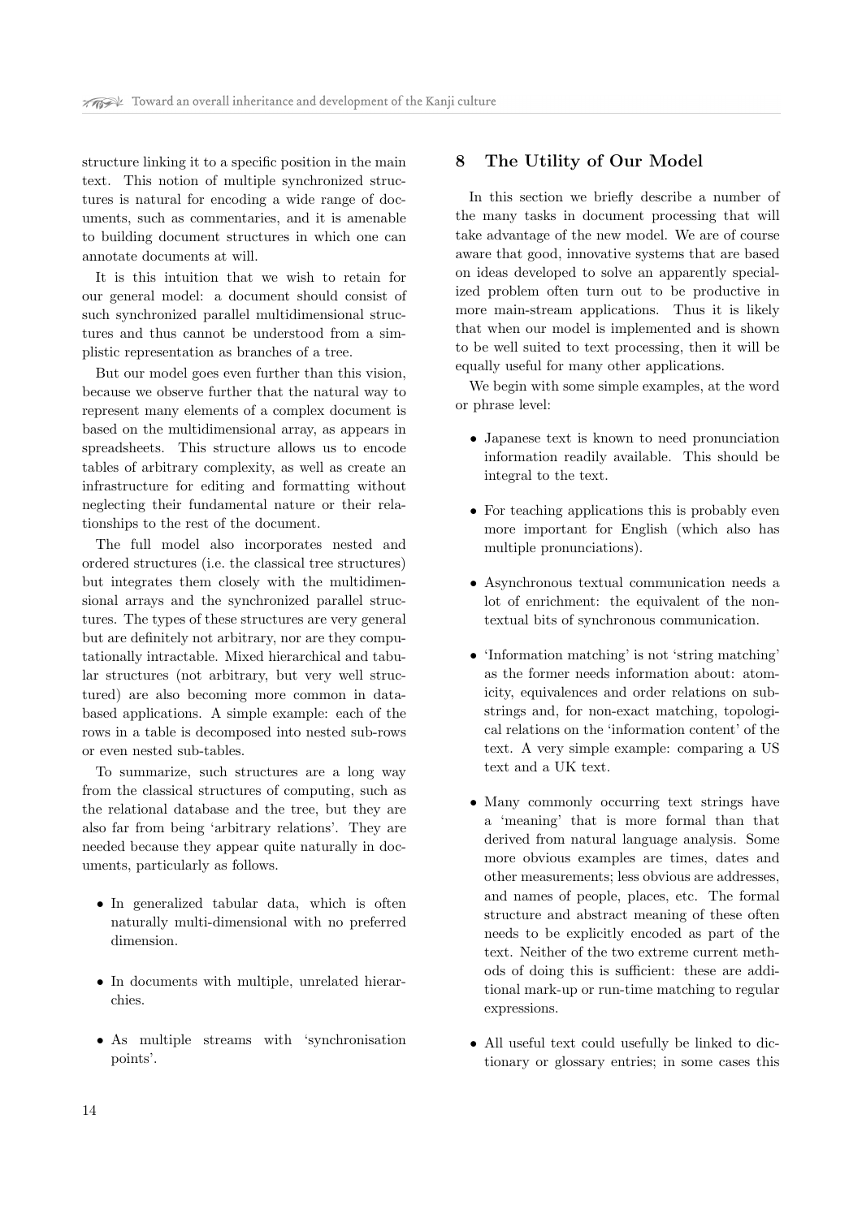structure linking it to a specific position in the main text. This notion of multiple synchronized structures is natural for encoding a wide range of documents, such as commentaries, and it is amenable to building document structures in which one can annotate documents at will.

It is this intuition that we wish to retain for our general model: a document should consist of such synchronized parallel multidimensional structures and thus cannot be understood from a simplistic representation as branches of a tree.

But our model goes even further than this vision, because we observe further that the natural way to represent many elements of a complex document is based on the multidimensional array, as appears in spreadsheets. This structure allows us to encode tables of arbitrary complexity, as well as create an infrastructure for editing and formatting without neglecting their fundamental nature or their relationships to the rest of the document.

The full model also incorporates nested and ordered structures (i.e. the classical tree structures) but integrates them closely with the multidimensional arrays and the synchronized parallel structures. The types of these structures are very general but are definitely not arbitrary, nor are they computationally intractable. Mixed hierarchical and tabular structures (not arbitrary, but very well structured) are also becoming more common in databased applications. A simple example: each of the rows in a table is decomposed into nested sub-rows or even nested sub-tables.

To summarize, such structures are a long way from the classical structures of computing, such as the relational database and the tree, but they are also far from being 'arbitrary relations'. They are needed because they appear quite naturally in documents, particularly as follows.

- In generalized tabular data, which is often naturally multi-dimensional with no preferred dimension.
- In documents with multiple, unrelated hierarchies.
- As multiple streams with 'synchronisation points'.

## 8 The Utility of Our Model

In this section we briefly describe a number of the many tasks in document processing that will take advantage of the new model. We are of course aware that good, innovative systems that are based on ideas developed to solve an apparently specialized problem often turn out to be productive in more main-stream applications. Thus it is likely that when our model is implemented and is shown to be well suited to text processing, then it will be equally useful for many other applications.

We begin with some simple examples, at the word or phrase level:

- Japanese text is known to need pronunciation information readily available. This should be integral to the text.
- For teaching applications this is probably even more important for English (which also has multiple pronunciations).
- Asynchronous textual communication needs a lot of enrichment: the equivalent of the non-textual bits of synchronous communication.
- 'Information matching' is not 'string matching' as the former needs information about: atomicity, equivalences and order relations on substrings and, for non-exact matching, topological relations on the 'information content' of the text. A very simple example: comparing a US text and a UK text.
- Many commonly occurring text strings have a 'meaning' that is more formal than that derived from natural language analysis. Some more obvious examples are times, dates and other measurements; less obvious are addresses, and names of people, places, etc. The formal structure and abstract meaning of these often needs to be explicitly encoded as part of the text. Neither of the two extreme current methods of doing this is sufficient: these are additional mark-up or run-time matching to regular expressions.
- All useful text could usefully be linked to dictionary or glossary entries; in some cases this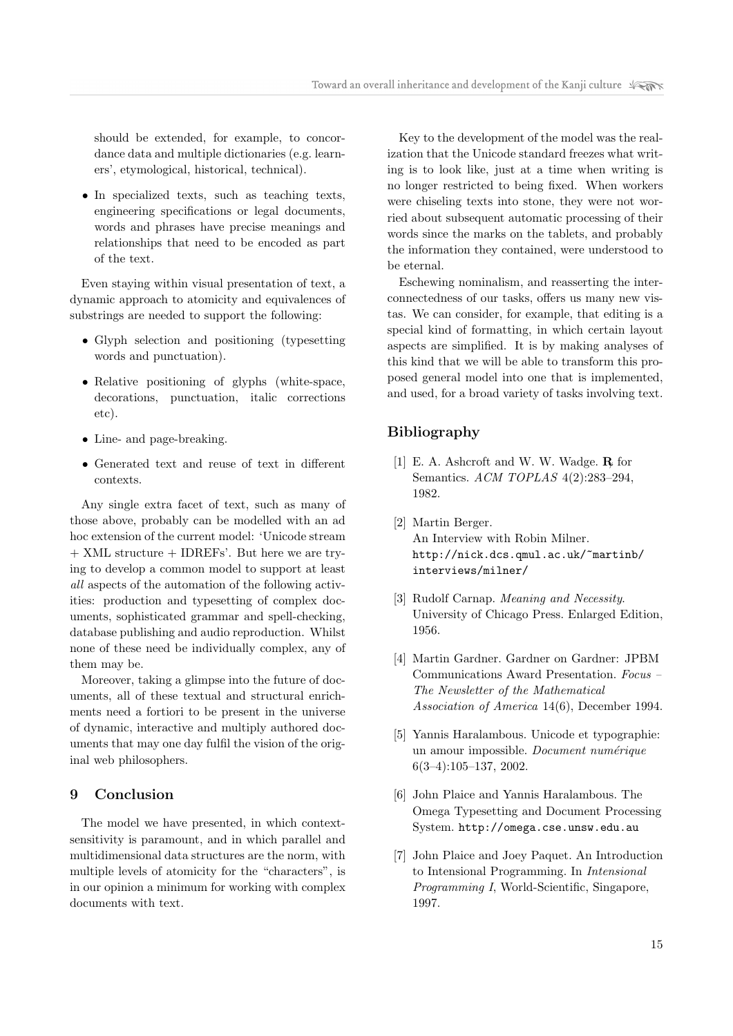should be extended, for example, to concordance data and multiple dictionaries (e.g. learners', etymological, historical, technical).

- In specialized texts, such as teaching texts, engineering specifications or legal documents, words and phrases have precise meanings and relationships that need to be encoded as part of the text.

Even staying within visual presentation of text, a dynamic approach to atomicity and equivalences of substrings are needed to support the following:

- Glyph selection and positioning (typesetting words and punctuation).
- Relative positioning of glyphs (white-space, decorations, punctuation, italic corrections etc).
- Line- and page-breaking.
- Generated text and reuse of text in different contexts.

Any single extra facet of text, such as many of those above, probably can be modelled with an ad hoc extension of the current model: 'Unicode stream + XML structure + IDREFs'. But here we are trying to develop a common model to support at least *all* aspects of the automation of the following activities: production and typesetting of complex documents, sophisticated grammar and spell-checking, database publishing and audio reproduction. Whilst none of these need be individually complex, any of them may be.

Moreover, taking a glimpse into the future of documents, all of these textual and structural enrichments need a fortiori to be present in the universe of dynamic, interactive and multiply authored documents that may one day fulfil the vision of the original web philosophers.

## 9 Conclusion

The model we have presented, in which context-sensitivity is paramount, and in which parallel and multidimensional data structures are the norm, with multiple levels of atomicity for the "characters", is in our opinion a minimum for working with complex documents with text.

Key to the development of the model was the realization that the Unicode standard freezes what writing is to look like, just at a time when writing is no longer restricted to being fixed. When workers were chiseling texts into stone, they were not worried about subsequent automatic processing of their words since the marks on the tablets, and probably the information they contained, were understood to be eternal.

Eschewing nominalism, and reasserting the interconnectedness of our tasks, offers us many new vistas. We can consider, for example, that editing is a special kind of formatting, in which certain layout aspects are simplified. It is by making analyses of this kind that we will be able to transform this proposed general model into one that is implemented, and used, for a broad variety of tasks involving text.

## Bibliography

[1] E. A. Ashcroft and W. W. Wadge. **R̸** for Semantics. *ACM TOPLAS* 4(2):283–294, 1982.

[2] Martin Berger. An Interview with Robin Milner. `http://nick.dcs.qmul.ac.uk/~martinb/interviews/milner/`

[3] Rudolf Carnap. *Meaning and Necessity*. University of Chicago Press. Enlarged Edition, 1956.

[4] Martin Gardner. Gardner on Gardner: JPBM Communications Award Presentation. *Focus – The Newsletter of the Mathematical Association of America* 14(6), December 1994.

[5] Yannis Haralambous. Unicode et typographie: un amour impossible. *Document numérique* 6(3–4):105–137, 2002.

[6] John Plaice and Yannis Haralambous. The Omega Typesetting and Document Processing System. `http://omega.cse.unsw.edu.au`

[7] John Plaice and Joey Paquet. An Introduction to Intensional Programming. In *Intensional Programming I*, World-Scientific, Singapore, 1997.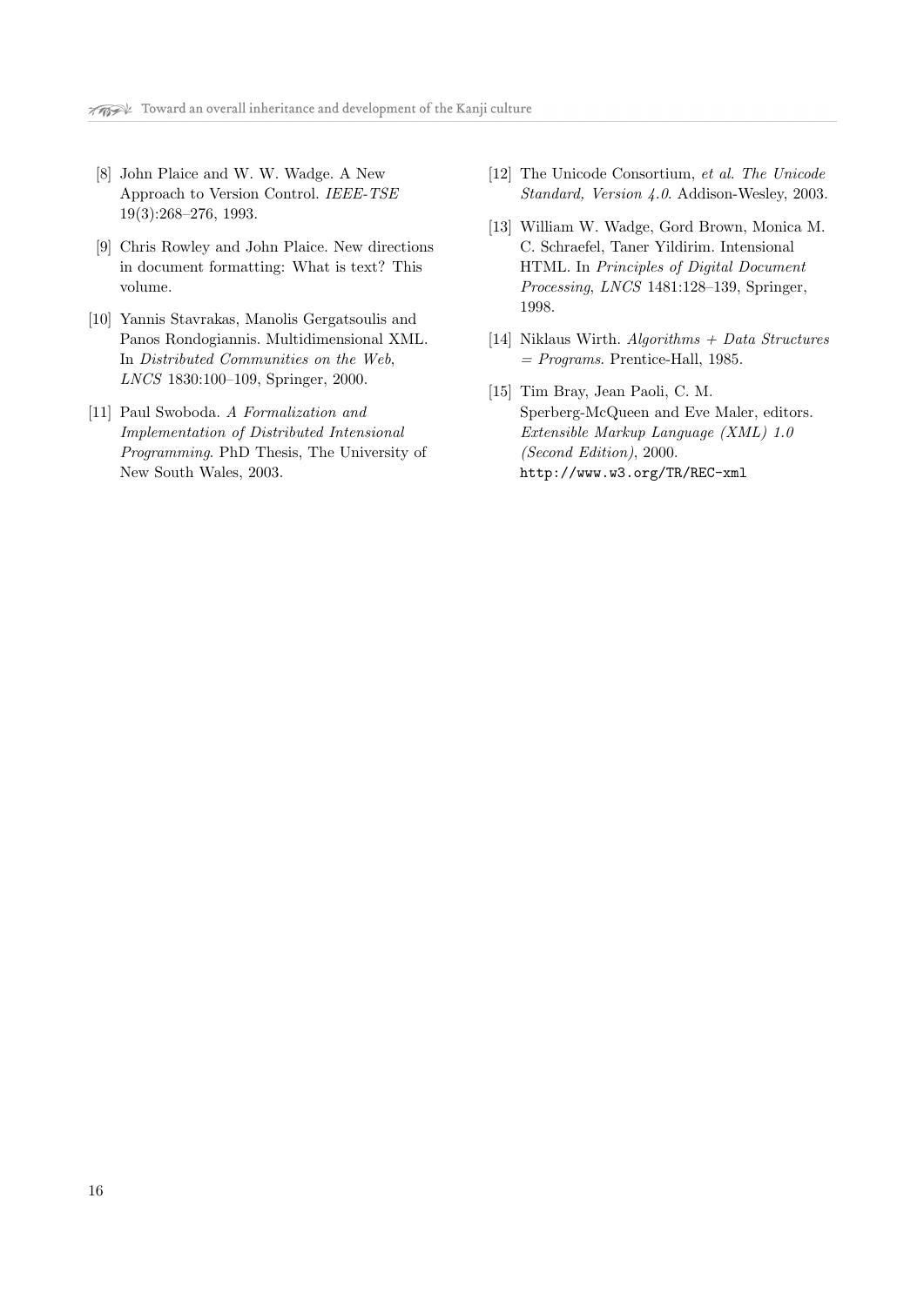[8] John Plaice and W. W. Wadge. A New Approach to Version Control. *IEEE-TSE* 19(3):268–276, 1993.

[9] Chris Rowley and John Plaice. New directions in document formatting: What is text? This volume.

[10] Yannis Stavrakas, Manolis Gergatsoulis and Panos Rondogiannis. Multidimensional XML. In *Distributed Communities on the Web*, *LNCS* 1830:100–109, Springer, 2000.

[11] Paul Swoboda. *A Formalization and Implementation of Distributed Intensional Programming*. PhD Thesis, The University of New South Wales, 2003.

[12] The Unicode Consortium, *et al. The Unicode Standard, Version 4.0*. Addison-Wesley, 2003.

[13] William W. Wadge, Gord Brown, Monica M. C. Schraefel, Taner Yildirim. Intensional HTML. In *Principles of Digital Document Processing*, *LNCS* 1481:128–139, Springer, 1998.

[14] Niklaus Wirth. *Algorithms + Data Structures = Programs*. Prentice-Hall, 1985.

[15] Tim Bray, Jean Paoli, C. M. Sperberg-McQueen and Eve Maler, editors. *Extensible Markup Language (XML) 1.0 (Second Edition)*, 2000. `http://www.w3.org/TR/REC-xml`